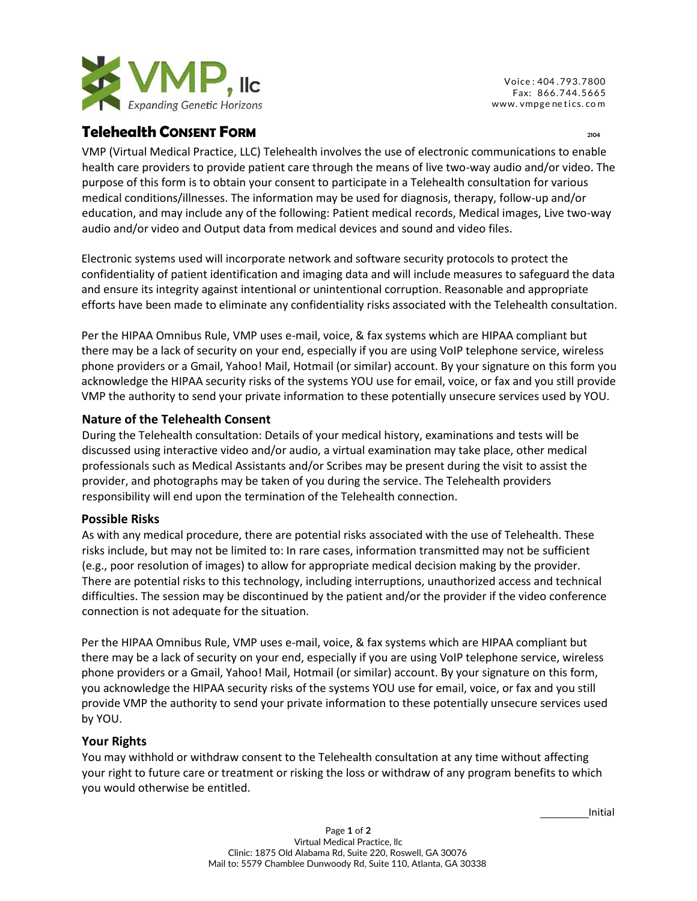VMP, llc
*Expanding Genetic Horizons*

Voice: 404.793.7800
Fax: 866.744.5665
www.vmpgenetics.com

# Telehealth Consent Form

2104

VMP (Virtual Medical Practice, LLC) Telehealth involves the use of electronic communications to enable health care providers to provide patient care through the means of live two-way audio and/or video. The purpose of this form is to obtain your consent to participate in a Telehealth consultation for various medical conditions/illnesses. The information may be used for diagnosis, therapy, follow-up and/or education, and may include any of the following: Patient medical records, Medical images, Live two-way audio and/or video and Output data from medical devices and sound and video files.

Electronic systems used will incorporate network and software security protocols to protect the confidentiality of patient identification and imaging data and will include measures to safeguard the data and ensure its integrity against intentional or unintentional corruption. Reasonable and appropriate efforts have been made to eliminate any confidentiality risks associated with the Telehealth consultation.

Per the HIPAA Omnibus Rule, VMP uses e-mail, voice, & fax systems which are HIPAA compliant but there may be a lack of security on your end, especially if you are using VoIP telephone service, wireless phone providers or a Gmail, Yahoo! Mail, Hotmail (or similar) account. By your signature on this form you acknowledge the HIPAA security risks of the systems YOU use for email, voice, or fax and you still provide VMP the authority to send your private information to these potentially unsecure services used by YOU.

## Nature of the Telehealth Consent

During the Telehealth consultation: Details of your medical history, examinations and tests will be discussed using interactive video and/or audio, a virtual examination may take place, other medical professionals such as Medical Assistants and/or Scribes may be present during the visit to assist the provider, and photographs may be taken of you during the service. The Telehealth providers responsibility will end upon the termination of the Telehealth connection.

## Possible Risks

As with any medical procedure, there are potential risks associated with the use of Telehealth. These risks include, but may not be limited to: In rare cases, information transmitted may not be sufficient (e.g., poor resolution of images) to allow for appropriate medical decision making by the provider. There are potential risks to this technology, including interruptions, unauthorized access and technical difficulties. The session may be discontinued by the patient and/or the provider if the video conference connection is not adequate for the situation.

Per the HIPAA Omnibus Rule, VMP uses e-mail, voice, & fax systems which are HIPAA compliant but there may be a lack of security on your end, especially if you are using VoIP telephone service, wireless phone providers or a Gmail, Yahoo! Mail, Hotmail (or similar) account. By your signature on this form, you acknowledge the HIPAA security risks of the systems YOU use for email, voice, or fax and you still provide VMP the authority to send your private information to these potentially unsecure services used by YOU.

## Your Rights

You may withhold or withdraw consent to the Telehealth consultation at any time without affecting your right to future care or treatment or risking the loss or withdraw of any program benefits to which you would otherwise be entitled.

\_\_\_\_\_\_\_\_ Initial

Virtual Medical Practice, llc
Clinic: 1875 Old Alabama Rd, Suite 220, Roswell, GA 30076
Mail to: 5579 Chamblee Dunwoody Rd, Suite 110, Atlanta, GA 30338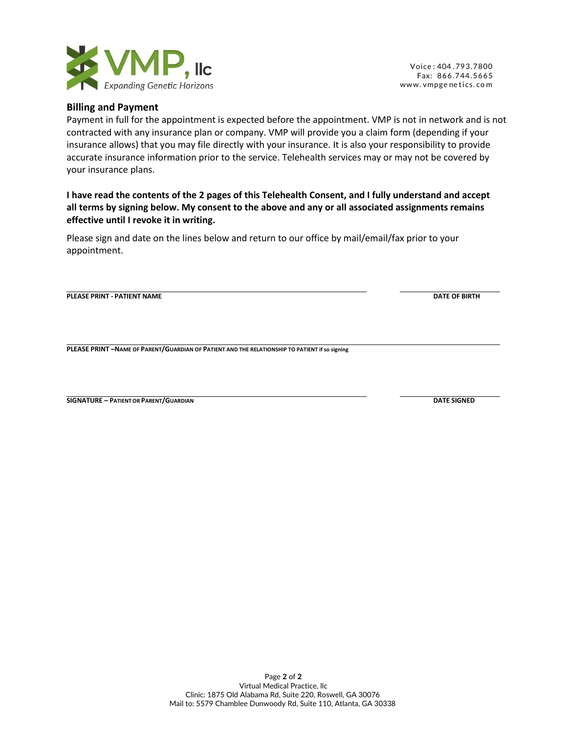Voice: 404.793.7800
Fax: 866.744.5665
www.vmpgenetics.com

## Billing and Payment

Payment in full for the appointment is expected before the appointment. VMP is not in network and is not contracted with any insurance plan or company. VMP will provide you a claim form (depending if your insurance allows) that you may file directly with your insurance. It is also your responsibility to provide accurate insurance information prior to the service. Telehealth services may or may not be covered by your insurance plans.

**I have read the contents of the 2 pages of this Telehealth Consent, and I fully understand and accept all terms by signing below. My consent to the above and any or all associated assignments remains effective until I revoke it in writing.**

Please sign and date on the lines below and return to our office by mail/email/fax prior to your appointment.

______________________________________________ ______________

**PLEASE PRINT - PATIENT NAME** **DATE OF BIRTH**

______________________________________________

**PLEASE PRINT –NAME OF PARENT/GUARDIAN OF PATIENT AND THE RELATIONSHIP TO PATIENT if so signing**

______________________________________________ ______________

**SIGNATURE – PATIENT OR PARENT/GUARDIAN** **DATE SIGNED**

Virtual Medical Practice, llc
Clinic: 1875 Old Alabama Rd, Suite 220, Roswell, GA 30076
Mail to: 5579 Chamblee Dunwoody Rd, Suite 110, Atlanta, GA 30338